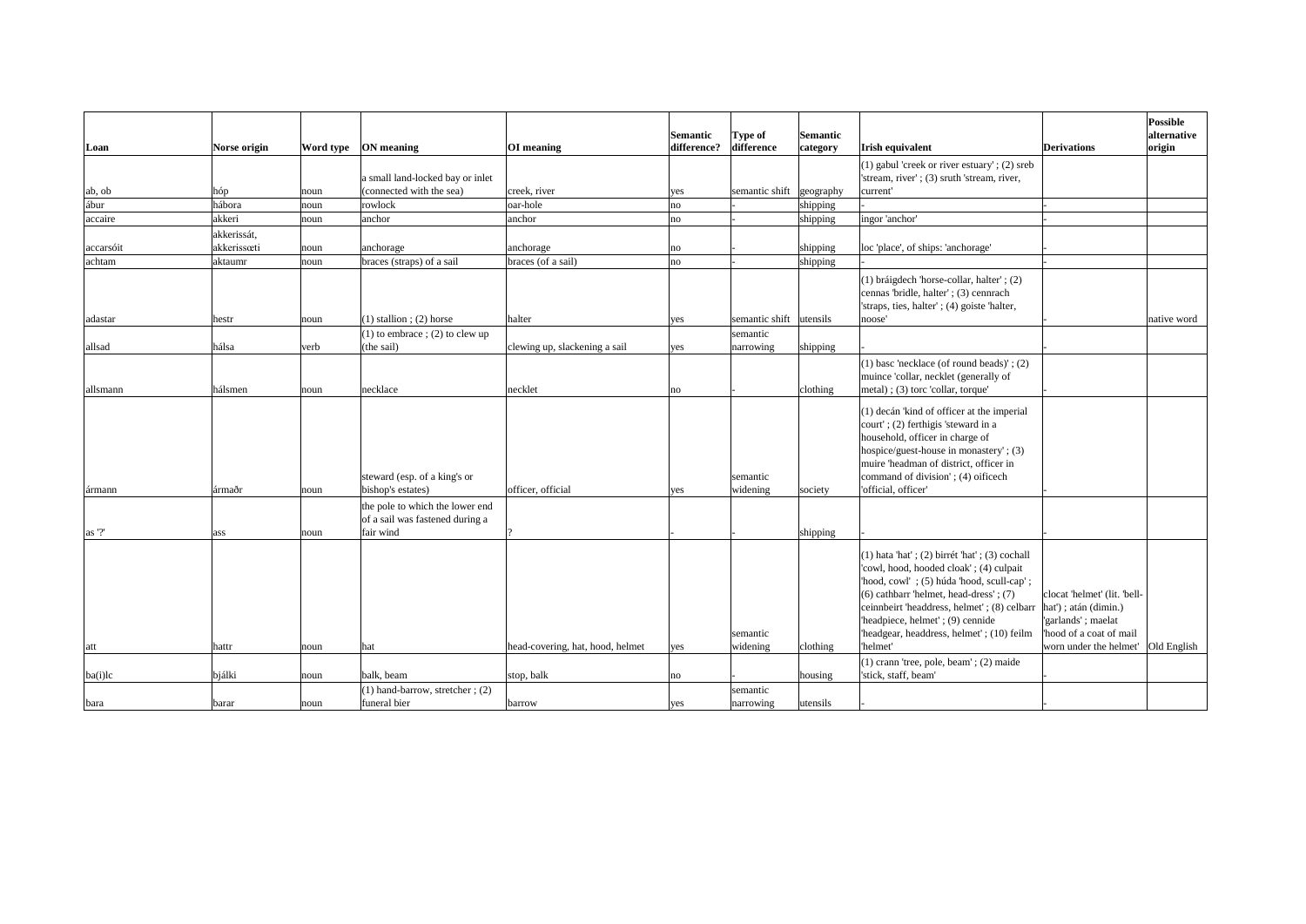| Loan | Norse origin | Word type | ON meaning | OI meaning | Semantic difference? | Type of difference | Semantic category | Irish equivalent | Derivations | Possible alternative origin |
|---|---|---|---|---|---|---|---|---|---|---|
| ab, ob | hóp | noun | a small land-locked bay or inlet (connected with the sea) | creek, river | yes | semantic shift | geography | (1) gabul 'creek or river estuary' ; (2) sreb 'stream, river' ; (3) sruth 'stream, river, current' | | |
| ábur | hábora | noun | rowlock | oar-hole | no | - | shipping | - | - | |
| accaire | akkeri | noun | anchor | anchor | no | - | shipping | ingor 'anchor' | - | |
| accarsóit | akkerissát, akkerissœti | noun | anchorage | anchorage | no | - | shipping | loc 'place', of ships: 'anchorage' | - | |
| achtam | aktaumr | noun | braces (straps) of a sail | braces (of a sail) | no | - | shipping | - | - | |
| adastar | hestr | noun | (1) stallion ; (2) horse | halter | yes | semantic shift | utensils | (1) bráigdech 'horse-collar, halter' ; (2) cennas 'bridle, halter' ; (3) cennrach 'straps, ties, halter' ; (4) goiste 'halter, noose' | - | native word |
| allsad | hálsa | verb | (1) to embrace ; (2) to clew up (the sail) | clewing up, slackening a sail | yes | semantic narrowing | shipping | - | - | |
| allsmann | hálsmen | noun | necklace | necklet | no | - | clothing | (1) basc 'necklace (of round beads)' ; (2) muince 'collar, necklet (generally of metal) ; (3) torc 'collar, torque' | - | |
| ármann | ármaðr | noun | steward (esp. of a king's or bishop's estates) | officer, official | yes | semantic widening | society | (1) decán 'kind of officer at the imperial court' ; (2) ferthigis 'steward in a household, officer in charge of hospice/guest-house in monastery' ; (3) muire 'headman of district, officer in command of division' ; (4) oificech 'official, officer' | - | |
| as '?' | ass | noun | the pole to which the lower end of a sail was fastened during a fair wind | ? | - | - | shipping | - | - | |
| att | hattr | noun | hat | head-covering, hat, hood, helmet | yes | semantic widening | clothing | (1) hata 'hat' ; (2) birrét 'hat' ; (3) cochall 'cowl, hood, hooded cloak' ; (4) culpait 'hood, cowl' ; (5) húda 'hood, scull-cap' ; (6) cathbarr 'helmet, head-dress' ; (7) ceinnbeirt 'headdress, helmet' ; (8) celbarr 'headpiece, helmet' ; (9) cennide 'headgear, headdress, helmet' ; (10) feilm 'helmet' | clocat 'helmet' (lit. 'bell-hat') ; atán (dimin.) 'garlands' ; maelat 'hood of a coat of mail worn under the helmet' | Old English |
| ba(i)lc | bjálki | noun | balk, beam | stop, balk | no | - | housing | (1) crann 'tree, pole, beam' ; (2) maide 'stick, staff, beam' | - | |
| bara | barar | noun | (1) hand-barrow, stretcher ; (2) funeral bier | barrow | yes | semantic narrowing | utensils | - | - | |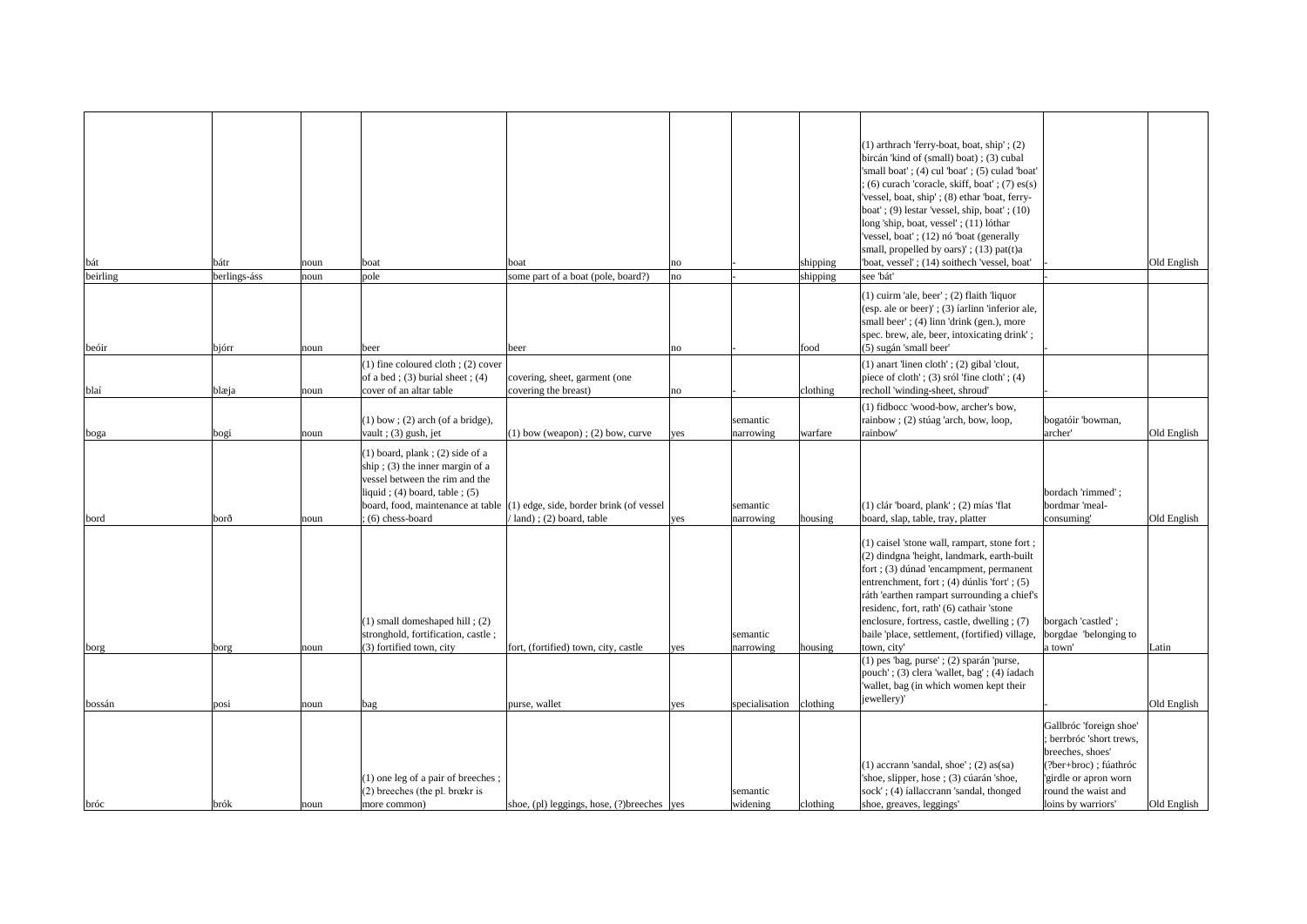| | | | | | | | | | | |
|---|---|---|---|---|---|---|---|---|---|---|
| bát | bátr | noun | boat | boat | no | - | shipping | (1) arthrach 'ferry-boat, boat, ship' ; (2) bircán 'kind of (small) boat) ; (3) cubal 'small boat' ; (4) cul 'boat' ; (5) culad 'boat' ; (6) curach 'coracle, skiff, boat' ; (7) es(s) 'vessel, boat, ship' ; (8) ethar 'boat, ferry-boat' ; (9) lestar 'vessel, ship, boat' ; (10) long 'ship, boat, vessel' ; (11) lóthar 'vessel, boat' ; (12) nó 'boat (generally small, propelled by oars)' ; (13) pat(t)a 'boat, vessel' ; (14) soithech 'vessel, boat' | - | Old English |
| beirling | berlings-áss | noun | pole | some part of a boat (pole, board?) | no | - | shipping | see 'bát' | - | |
| beóir | bjórr | noun | beer | beer | no | - | food | (1) cuirm 'ale, beer' ; (2) flaith 'liquor (esp. ale or beer)' ; (3) íarlinn 'inferior ale, small beer' ; (4) linn 'drink (gen.), more spec. brew, ale, beer, intoxicating drink' ; (5) sugán 'small beer' | - | |
| blaí | blæja | noun | (1) fine coloured cloth ; (2) cover of a bed ; (3) burial sheet ; (4) cover of an altar table | covering, sheet, garment (one covering the breast) | no | - | clothing | (1) anart 'linen cloth' ; (2) gibal 'clout, piece of cloth' ; (3) sról 'fine cloth' ; (4) recholl 'winding-sheet, shroud' | - | |
| boga | bogi | noun | (1) bow ; (2) arch (of a bridge), vault ; (3) gush, jet | (1) bow (weapon) ; (2) bow, curve | yes | semantic narrowing | warfare | (1) fidbocc 'wood-bow, archer's bow, rainbow ; (2) stúag 'arch, bow, loop, rainbow' | bogatóir 'bowman, archer' | Old English |
| bord | borð | noun | (1) board, plank ; (2) side of a ship ; (3) the inner margin of a vessel between the rim and the liquid ; (4) board, table ; (5) board, food, maintenance at table ; (6) chess-board | (1) edge, side, border brink (of vessel / land) ; (2) board, table | yes | semantic narrowing | housing | (1) clár 'board, plank' ; (2) mías 'flat board, slap, table, tray, platter | bordach 'rimmed' ; bordmar 'meal-consuming' | Old English |
| borg | borg | noun | (1) small domeshaped hill ; (2) stronghold, fortification, castle ; (3) fortified town, city | fort, (fortified) town, city, castle | yes | semantic narrowing | housing | (1) caisel 'stone wall, rampart, stone fort ; (2) dindgna 'height, landmark, earth-built fort ; (3) dúnad 'encampment, permanent entrenchment, fort ; (4) dúnlis 'fort' ; (5) ráth 'earthen rampart surrounding a chief's residenc, fort, rath' (6) cathair 'stone enclosure, fortress, castle, dwelling ; (7) baile 'place, settlement, (fortified) village, town, city' | borgach 'castled' ; borgdae 'belonging to a town' | Latin |
| bossán | posi | noun | bag | purse, wallet | yes | specialisation | clothing | (1) pes 'bag, purse' ; (2) sparán 'purse, pouch' ; (3) clera 'wallet, bag' ; (4) íadach 'wallet, bag (in which women kept their jewellery)' | - | Old English |
| bróc | brók | noun | (1) one leg of a pair of breeches ; (2) breeches (the pl. brœkr is more common) | shoe, (pl) leggings, hose, (?)breeches | yes | semantic widening | clothing | (1) accrann 'sandal, shoe' ; (2) as(sa) 'shoe, slipper, hose ; (3) cúarán 'shoe, sock' ; (4) íallaccrann 'sandal, thonged shoe, greaves, leggings' | Gallbróc 'foreign shoe' ; berrbróc 'short trews, breeches, shoes' (?ber+broc) ; fúathróc 'girdle or apron worn round the waist and loins by warriors' | Old English |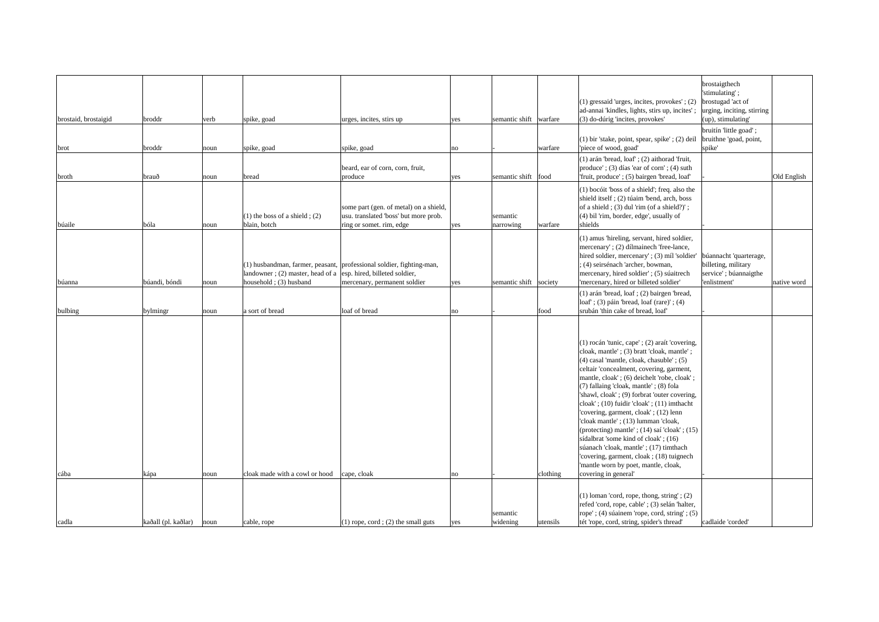| | | | | | | | | | | |
|---|---|---|---|---|---|---|---|---|---|---|
| brostaid, brostaigid | broddr | verb | spike, goad | urges, incites, stirs up | yes | semantic shift | warfare | (1) gressaid 'urges, incites, provokes' ; (2) ad-annai 'kindles, lights, stirs up, incites' ; (3) do-dúrig 'incites, provokes' | brostaigthech 'stimulating' ; brostugad 'act of urging, inciting, stirring (up), stimulating' | |
| brot | broddr | noun | spike, goad | spike, goad | no | - | warfare | (1) bir 'stake, point, spear, spike' ; (2) deil 'piece of wood, goad' | bruitín 'little goad' ; bruithne 'goad, point, spike' | |
| broth | brauð | noun | bread | beard, ear of corn, corn, fruit, produce | yes | semantic shift | food | (1) arán 'bread, loaf' ; (2) aithorad 'fruit, produce' ; (3) días 'ear of corn' ; (4) suth 'fruit, produce' ; (5) bairgen 'bread, loaf' | - | Old English |
| búaile | bóla | noun | (1) the boss of a shield ; (2) blain, botch | some part (gen. of metal) on a shield, usu. translated 'boss' but more prob. ring or somet. rim, edge | yes | semantic narrowing | warfare | (1) bocóit 'boss of a shield'; freq. also the shield itself ; (2) túaim 'bend, arch, boss of a shield ; (3) dul 'rim (of a shield?)' ; (4) bil 'rim, border, edge', usually of shields | - | |
| búanna | búandi, bóndi | noun | (1) husbandman, farmer, peasant, landowner ; (2) master, head of a household ; (3) husband | professional soldier, fighting-man, esp. hired, billeted soldier, mercenary, permanent soldier | yes | semantic shift | society | (1) amus 'hireling, servant, hired soldier, mercenary' ; (2) dílmainech 'free-lance, hired soldier, mercenary' ; (3) míl 'soldier' ; (4) seirsénach 'archer, bowman, mercenary, hired soldier' ; (5) súaitrech 'mercenary, hired or billeted soldier' | búannacht 'quarterage, billeting, military service' ; búannaigthe 'enlistment' | native word |
| bulbing | bylmingr | noun | a sort of bread | loaf of bread | no | - | food | (1) arán 'bread, loaf ; (2) bairgen 'bread, loaf' ; (3) páin 'bread, loaf (rare)' ; (4) srubán 'thin cake of bread, loaf' | - | |
| cába | kápa | noun | cloak made with a cowl or hood | cape, cloak | no | - | clothing | (1) rocán 'tunic, cape' ; (2) araít 'covering, cloak, mantle' ; (3) bratt 'cloak, mantle' ; (4) casal 'mantle, cloak, chasuble' ; (5) celtair 'concealment, covering, garment, mantle, cloak' ; (6) deichelt 'robe, cloak' ; (7) fallaing 'cloak, mantle' ; (8) fola 'shawl, cloak' ; (9) forbrat 'outer covering, cloak' ; (10) fuidir 'cloak' ; (11) imthacht 'covering, garment, cloak' ; (12) lenn 'cloak mantle' ; (13) lumman 'cloak, (protecting) mantle' ; (14) saí 'cloak' ; (15) sídalbrat 'some kind of cloak' ; (16) súanach 'cloak, mantle' ; (17) timthach 'covering, garment, cloak ; (18) tuignech 'mantle worn by poet, mantle, cloak, covering in general' | - | |
| cadla | kaðall (pl. kaðlar) | noun | cable, rope | (1) rope, cord ; (2) the small guts | yes | semantic widening | utensils | (1) loman 'cord, rope, thong, string' ; (2) refed 'cord, rope, cable' ; (3) selán 'halter, rope' ; (4) súainem 'rope, cord, string' ; (5) tét 'rope, cord, string, spider's thread' | cadlaide 'corded' | |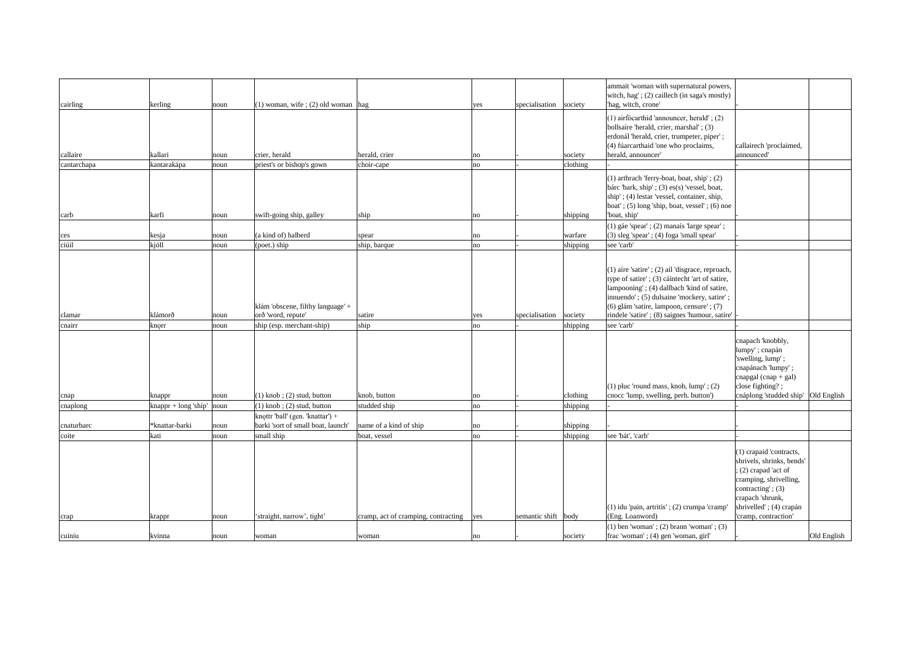| | | | | | | | | | | |
|---|---|---|---|---|---|---|---|---|---|---|
| cairling | kerling | noun | (1) woman, wife ; (2) old woman | hag | yes | specialisation | society | ammait 'woman with supernatural powers, witch, hag' ; (2) caillech (in saga's mostly) 'hag, witch, crone' | - | |
| callaire | kallari | noun | crier, herald | herald, crier | no | - | society | (1) airfócarthid 'announcer, herald' ; (2) bollsaire 'herald, crier, marshal' ; (3) erdonál 'herald, crier, trumpeter, piper' ; (4) fúarcarthaid 'one who proclaims, herald, announcer' | callairech 'proclaimed, announced' | |
| cantarchapa | kantarakápa | noun | priest's or bishop's gown | choir-cape | no | - | clothing | - | - | |
| carb | karfi | noun | swift-going ship, galley | ship | no | - | shipping | (1) arthrach 'ferry-boat, boat, ship' ; (2) bárc 'bark, ship' ; (3) es(s) 'vessel, boat, ship' ; (4) lestar 'vessel, container, ship, boat' ; (5) long 'ship, boat, vessel' ; (6) noe 'boat, ship' | - | |
| ces | kesja | noun | (a kind of) halberd | spear | no | - | warfare | (1) gáe 'spear' ; (2) manaís 'large spear' ; (3) sleg 'spear' ; (4) foga 'small spear' | - | |
| ciúil | kjóll | noun | (poet.) ship | ship, barque | no | - | shipping | see 'carb' | - | |
| clamar | klámorð | noun | klám 'obscene, filthy language' + orð 'word, repute' | satire | yes | specialisation | society | (1) aíre 'satire' ; (2) ail 'disgrace, reproach, type of satire' ; (3) cáintecht 'art of satire, lampooning' ; (4) dallbach 'kind of satire, innuendo' ; (5) dulsaine 'mockery, satire' ; (6) glám 'satire, lampoon, censure' ; (7) rindele 'satire' ; (8) saignes 'humour, satire' | - | |
| cnairr | knǫrr | noun | ship (esp. merchant-ship) | ship | no | - | shipping | see 'carb' | - | |
| cnap | knappr | noun | (1) knob ; (2) stud, button | knob, button | no | - | clothing | (1) pluc 'round mass, knob, lump' ; (2) cnocc 'lump, swelling, perh. button') | cnapach 'knobbly, lumpy' ; cnapán 'swelling, lump' ; cnapánach 'lumpy' ; cnapgal (cnap + gal) close fighting? ; cnáplong 'studded ship' | Old English |
| cnaplong | knappr + long 'ship' | noun | (1) knob ; (2) stud, button | studded ship | no | - | shipping | - | | |
| cnaturbarc | *knattar-barki | noun | knǫttr 'ball' (gen. 'knattar') + barki 'sort of small boat, launch' | name of a kind of ship | no | - | shipping | - | - | |
| coite | kati | noun | small ship | boat, vessel | no | - | shipping | see 'bát', 'carb' | - | |
| crap | krappr | noun | 'straight, narrow', tight' | cramp, act of cramping, contracting | yes | semantic shift | body | (1) idu 'pain, artritis' ; (2) crumpa 'cramp' (Eng. Loanword) | (1) crapaid 'contracts, shrivels, shrinks, bends' ; (2) crapad 'act of cramping, shrivelling, contracting' ; (3) crapach 'shrunk, shrivelled' ; (4) crapán 'cramp, contraction' | |
| cuiniu | kvinna | noun | woman | woman | no | - | society | (1) ben 'woman' ; (2) brann 'woman' ; (3) frac 'woman' ; (4) gen 'woman, girl' | - | Old English |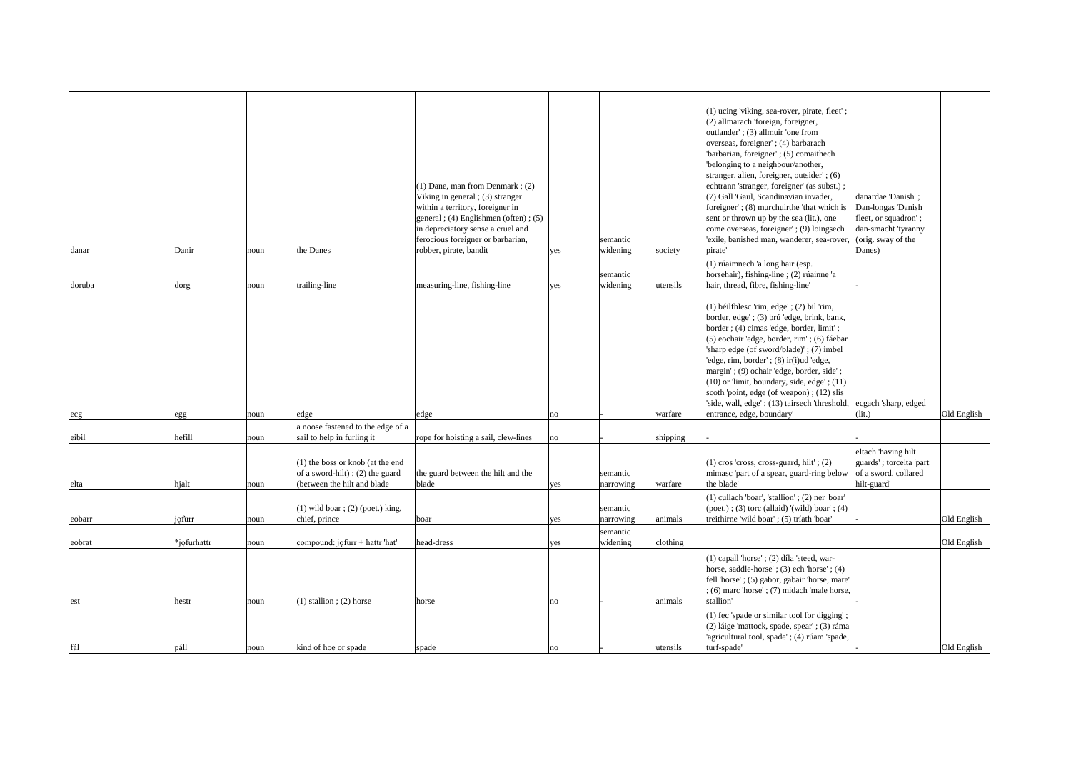| | | | | | | | | | | |
|---|---|---|---|---|---|---|---|---|---|---|
| danar | Danir | noun | the Danes | (1) Dane, man from Denmark ; (2) Viking in general ; (3) stranger within a territory, foreigner in general ; (4) Englishmen (often) ; (5) in depreciatory sense a cruel and ferocious foreigner or barbarian, robber, pirate, bandit | yes | semantic widening | society | (1) ucing 'viking, sea-rover, pirate, fleet' ; (2) allmarach 'foreign, foreigner, outlander' ; (3) allmuir 'one from overseas, foreigner' ; (4) barbarach 'barbarian, foreigner' ; (5) comaithech 'belonging to a neighbour/another, stranger, alien, foreigner, outsider' ; (6) echtrann 'stranger, foreigner' (as subst.) ; (7) Gall 'Gaul, Scandinavian invader, foreigner' ; (8) murchuirthe 'that which is sent or thrown up by the sea (lit.), one come overseas, foreigner' ; (9) loingsech 'exile, banished man, wanderer, sea-rover, pirate' | danardae 'Danish' ; Dan-longas 'Danish fleet, or squadron' ; dan-smacht 'tyranny (orig. sway of the Danes) | |
| doruba | dorg | noun | trailing-line | measuring-line, fishing-line | yes | semantic widening | utensils | (1) rúaimnech 'a long hair (esp. horsehair), fishing-line ; (2) rúainne 'a hair, thread, fibre, fishing-line' | - | |
| ecg | egg | noun | edge | edge | no | - | warfare | (1) béilfhlesc 'rim, edge' ; (2) bil 'rim, border, edge' ; (3) brú 'edge, brink, bank, border ; (4) cimas 'edge, border, limit' ; (5) eochair 'edge, border, rim' ; (6) fáebar 'sharp edge (of sword/blade)' ; (7) imbel 'edge, rim, border' ; (8) ir(i)ud 'edge, margin' ; (9) ochair 'edge, border, side' ; (10) or 'limit, boundary, side, edge' ; (11) scoth 'point, edge (of weapon) ; (12) slis 'side, wall, edge' ; (13) tairsech 'threshold, entrance, edge, boundary' | ecgach 'sharp, edged (lit.) | Old English |
| eibil | hefill | noun | a noose fastened to the edge of a sail to help in furling it | rope for hoisting a sail, clew-lines | no | - | shipping | - | - | |
| elta | hjalt | noun | (1) the boss or knob (at the end of a sword-hilt) ; (2) the guard (between the hilt and blade | the guard between the hilt and the blade | yes | semantic narrowing | warfare | (1) cros 'cross, cross-guard, hilt' ; (2) mimasc 'part of a spear, guard-ring below the blade' | eltach 'having hilt guards' ; torcelta 'part of a sword, collared hilt-guard' | |
| eobarr | jǫfurr | noun | (1) wild boar ; (2) (poet.) king, chief, prince | boar | yes | semantic narrowing | animals | (1) cullach 'boar', 'stallion' ; (2) ner 'boar' (poet.) ; (3) torc (allaid) '(wild) boar' ; (4) treithirne 'wild boar' ; (5) tríath 'boar' | - | Old English |
| eobrat | *jǫfurhattr | noun | compound: jǫfurr + hattr 'hat' | head-dress | yes | semantic widening | clothing | | | Old English |
| est | hestr | noun | (1) stallion ; (2) horse | horse | no | - | animals | (1) capall 'horse' ; (2) díla 'steed, war-horse, saddle-horse' ; (3) ech 'horse' ; (4) fell 'horse' ; (5) gabor, gabair 'horse, mare' ; (6) marc 'horse' ; (7) midach 'male horse, stallion' | - | |
| fál | páll | noun | kind of hoe or spade | spade | no | - | utensils | (1) fec 'spade or similar tool for digging' ; (2) láige 'mattock, spade, spear' ; (3) ráma 'agricultural tool, spade' ; (4) rúam 'spade, turf-spade' | - | Old English |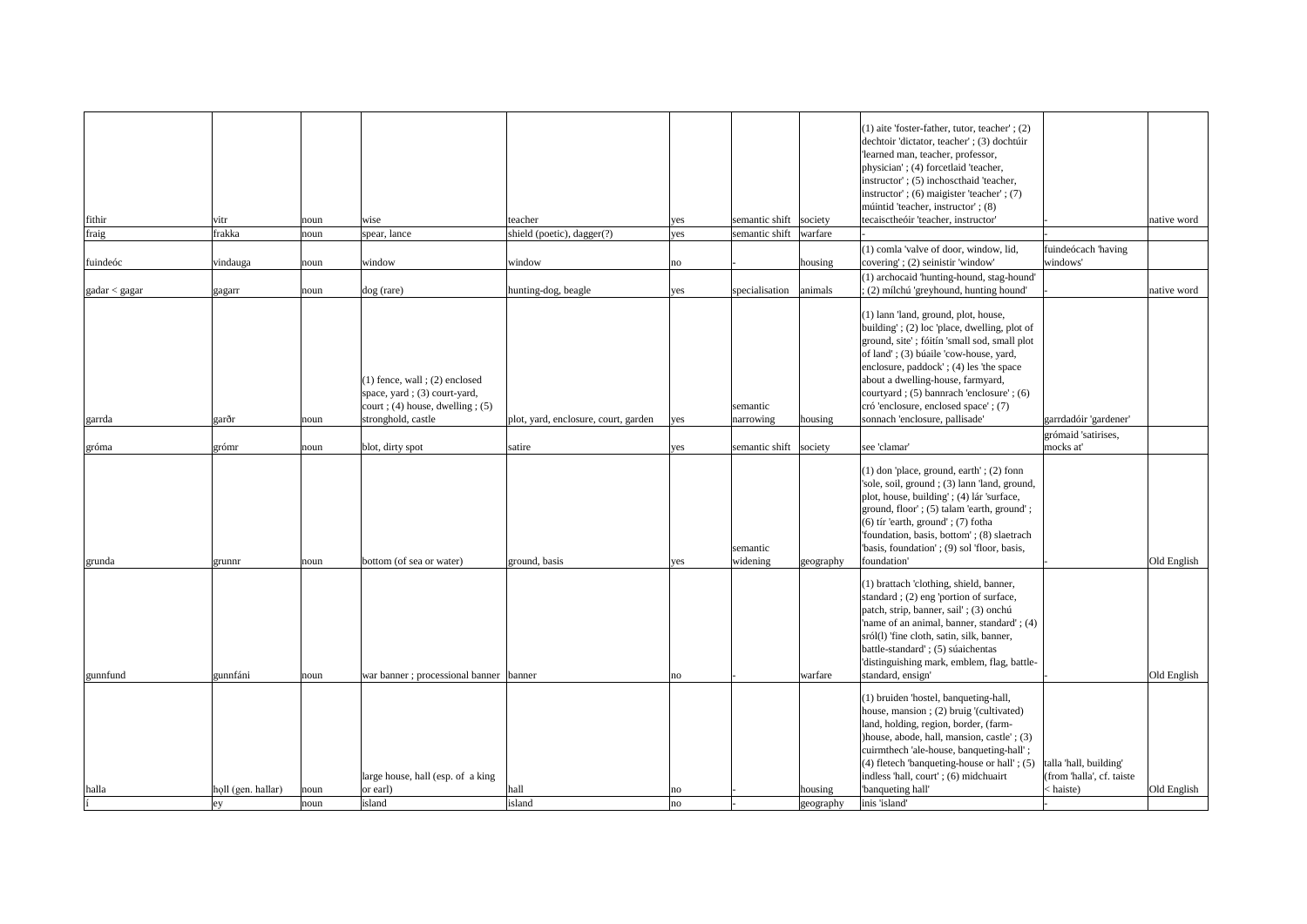| | | | | | | | | | | |
|---|---|---|---|---|---|---|---|---|---|---|
| fithir | vitr | noun | wise | teacher | yes | semantic shift | society | (1) aite 'foster-father, tutor, teacher' ; (2) dechtoir 'dictator, teacher' ; (3) dochtúir 'learned man, teacher, professor, physician' ; (4) forcetlaid 'teacher, instructor' ; (5) inchoscthaid 'teacher, instructor' ; (6) maigister 'teacher' ; (7) múintid 'teacher, instructor' ; (8) tecaisctheóir 'teacher, instructor' | - | native word |
| fraig | frakka | noun | spear, lance | shield (poetic), dagger(?) | yes | semantic shift | warfare | - | - | |
| fuindeóc | vindauga | noun | window | window | no | - | housing | (1) comla 'valve of door, window, lid, covering' ; (2) seinistir 'window' | fuindeócach 'having windows' | |
| gadar < gagar | gagarr | noun | dog (rare) | hunting-dog, beagle | yes | specialisation | animals | (1) archocaid 'hunting-hound, stag-hound' ; (2) mílchú 'greyhound, hunting hound' | - | native word |
| garrda | garðr | noun | (1) fence, wall ; (2) enclosed space, yard ; (3) court-yard, court ; (4) house, dwelling ; (5) stronghold, castle | plot, yard, enclosure, court, garden | yes | semantic narrowing | housing | (1) lann 'land, ground, plot, house, building' ; (2) loc 'place, dwelling, plot of ground, site' ; fóitín 'small sod, small plot of land' ; (3) búaile 'cow-house, yard, enclosure, paddock' ; (4) les 'the space about a dwelling-house, farmyard, courtyard ; (5) bannrach 'enclosure' ; (6) cró 'enclosure, enclosed space' ; (7) sonnach 'enclosure, pallisade' | garrdadóir 'gardener' | |
| gróma | grómr | noun | blot, dirty spot | satire | yes | semantic shift | society | see 'clamar' | grómaid 'satirises, mocks at' | |
| grunda | grunnr | noun | bottom (of sea or water) | ground, basis | yes | semantic widening | geography | (1) don 'place, ground, earth' ; (2) fonn 'sole, soil, ground ; (3) lann 'land, ground, plot, house, building' ; (4) lár 'surface, ground, floor' ; (5) talam 'earth, ground' ; (6) tír 'earth, ground' ; (7) fotha 'foundation, basis, bottom' ; (8) slaetrach 'basis, foundation' ; (9) sol 'floor, basis, foundation' | - | Old English |
| gunnfund | gunnfáni | noun | war banner ; processional banner | banner | no | - | warfare | (1) brattach 'clothing, shield, banner, standard ; (2) eng 'portion of surface, patch, strip, banner, sail' ; (3) onchú 'name of an animal, banner, standard' ; (4) sról(l) 'fine cloth, satin, silk, banner, battle-standard' ; (5) súaichentas 'distinguishing mark, emblem, flag, battle-standard, ensign' | - | Old English |
| halla | hǫll (gen. hallar) | noun | large house, hall (esp. of a king or earl) | hall | no | - | housing | (1) bruiden 'hostel, banqueting-hall, house, mansion ; (2) bruig '(cultivated) land, holding, region, border, (farm-)house, abode, hall, mansion, castle' ; (3) cuirmthech 'ale-house, banqueting-hall' ; (4) fletech 'banqueting-house or hall' ; (5) indless 'hall, court' ; (6) midchuairt 'banqueting hall' | talla 'hall, building' (from 'halla', cf. taiste < haiste) | Old English |
| í | ey | noun | island | island | no | - | geography | inis 'island' | - | |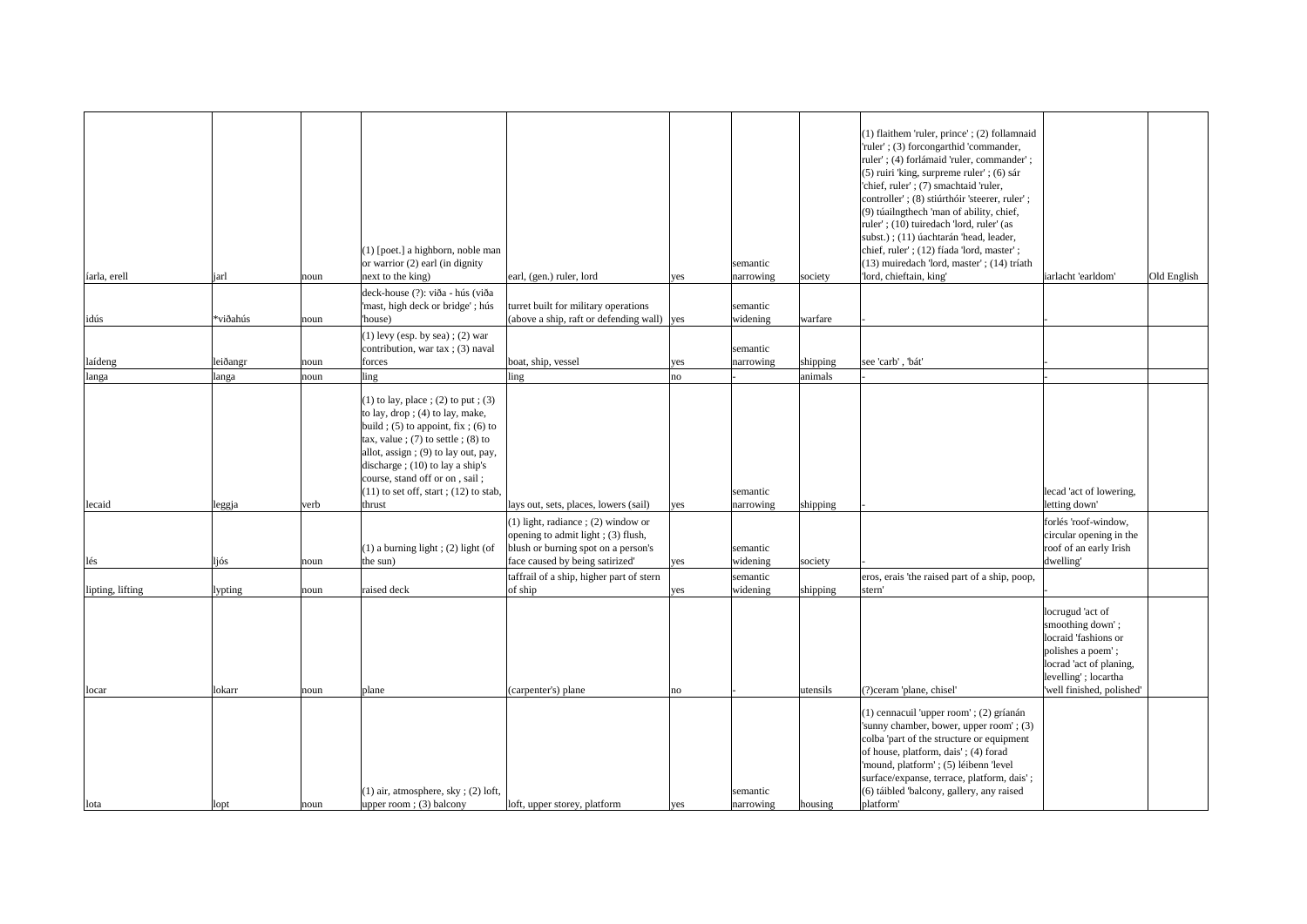| | | | | | | | | | | |
|---|---|---|---|---|---|---|---|---|---|---|
| íarla, erell | jarl | noun | (1) [poet.] a highborn, noble man or warrior (2) earl (in dignity next to the king) | earl, (gen.) ruler, lord | yes | semantic narrowing | society | (1) flaithem 'ruler, prince' ; (2) follamnaid 'ruler' ; (3) forcongarthid 'commander, ruler' ; (4) forlámaid 'ruler, commander' ; (5) ruiri 'king, surpreme ruler' ; (6) sár 'chief, ruler' ; (7) smachtaid 'ruler, controller' ; (8) stiúrthóir 'steerer, ruler' ; (9) túailngthech 'man of ability, chief, ruler' ; (10) tuiredach 'lord, ruler' (as subst.) ; (11) úachtarán 'head, leader, chief, ruler' ; (12) fíada 'lord, master' ; (13) muiredach 'lord, master' ; (14) tríath 'lord, chieftain, king' | iarlacht 'earldom' | Old English |
| idús | *viðahús | noun | deck-house (?): viða - hús (viða 'mast, high deck or bridge' ; hús 'house) | turret built for military operations (above a ship, raft or defending wall) | yes | semantic widening | warfare | - | - | |
| laídeng | leiðangr | noun | (1) levy (esp. by sea) ; (2) war contribution, war tax ; (3) naval forces | boat, ship, vessel | yes | semantic narrowing | shipping | see 'carb' , 'bát' | - | |
| langa | langa | noun | ling | ling | no | - | animals | - | - | |
| lecaid | leggja | verb | (1) to lay, place ; (2) to put ; (3) to lay, drop ; (4) to lay, make, build ; (5) to appoint, fix ; (6) to tax, value ; (7) to settle ; (8) to allot, assign ; (9) to lay out, pay, discharge ; (10) to lay a ship's course, stand off or on , sail ; (11) to set off, start ; (12) to stab, thrust | lays out, sets, places, lowers (sail) | yes | semantic narrowing | shipping | - | lecad 'act of lowering, letting down' | |
| lés | ljós | noun | (1) a burning light ; (2) light (of the sun) | (1) light, radiance ; (2) window or opening to admit light ; (3) flush, blush or burning spot on a person's face caused by being satirized' | yes | semantic widening | society | - | forlés 'roof-window, circular opening in the roof of an early Irish dwelling' | |
| lipting, lifting | lypting | noun | raised deck | taffrail of a ship, higher part of stern of ship | yes | semantic widening | shipping | eros, erais 'the raised part of a ship, poop, stern' | - | |
| locar | lokarr | noun | plane | (carpenter's) plane | no | - | utensils | (?)ceram 'plane, chisel' | locrugud 'act of smoothing down' ; locraid 'fashions or polishes a poem' ; locrad 'act of planing, levelling' ; locartha 'well finished, polished' | |
| lota | lopt | noun | (1) air, atmosphere, sky ; (2) loft, upper room ; (3) balcony | loft, upper storey, platform | yes | semantic narrowing | housing | (1) cennacuil 'upper room' ; (2) gríanán 'sunny chamber, bower, upper room' ; (3) colba 'part of the structure or equipment of house, platform, dais' ; (4) forad 'mound, platform' ; (5) léibenn 'level surface/expanse, terrace, platform, dais' ; (6) táibled 'balcony, gallery, any raised platform' | | |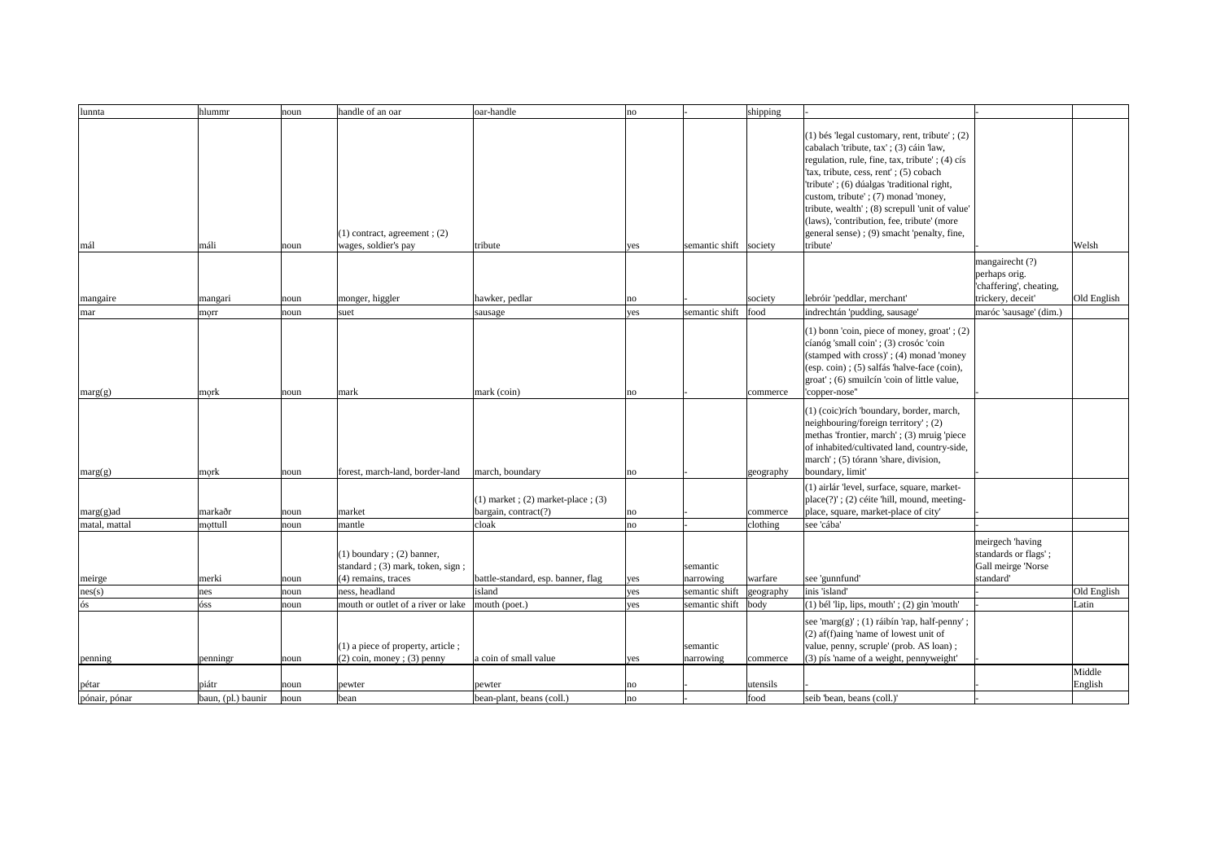| lunnta | hlummr | noun | handle of an oar | oar-handle | no | - | shipping | - | - | |
|---|---|---|---|---|---|---|---|---|---|---|
| mál | máli | noun | (1) contract, agreement ; (2) wages, soldier's pay | tribute | yes | semantic shift | society | (1) bés 'legal customary, rent, tribute' ; (2) cabalach 'tribute, tax' ; (3) cáin 'law, regulation, rule, fine, tax, tribute' ; (4) cís 'tax, tribute, cess, rent' ; (5) cobach 'tribute' ; (6) dúalgas 'traditional right, custom, tribute' ; (7) monad 'money, tribute, wealth' ; (8) screpull 'unit of value' (laws), 'contribution, fee, tribute' (more general sense) ; (9) smacht 'penalty, fine, tribute' | - | Welsh |
| mangaire | mangari | noun | monger, higgler | hawker, pedlar | no | - | society | lebróir 'peddlar, merchant' | mangairecht (?) perhaps orig. 'chaffering', cheating, trickery, deceit' | Old English |
| mar | mǫrr | noun | suet | sausage | yes | semantic shift | food | indrechtán 'pudding, sausage' | maróc 'sausage' (dim.) | |
| marg(g) | mǫrk | noun | mark | mark (coin) | no | - | commerce | (1) bonn 'coin, piece of money, groat' ; (2) cíanóg 'small coin' ; (3) crosóc 'coin (stamped with cross)' ; (4) monad 'money (esp. coin) ; (5) salfás 'halve-face (coin), groat' ; (6) smuilcín 'coin of little value, 'copper-nose'' | - | |
| marg(g) | mǫrk | noun | forest, march-land, border-land | march, boundary | no | - | geography | (1) (coic)rích 'boundary, border, march, neighbouring/foreign territory' ; (2) methas 'frontier, march' ; (3) mruig 'piece of inhabited/cultivated land, country-side, march' ; (5) tórann 'share, division, boundary, limit' | - | |
| marg(g)ad | markaðr | noun | market | (1) market ; (2) market-place ; (3) bargain, contract(?) | no | - | commerce | (1) airlár 'level, surface, square, market-place(?)' ; (2) céite 'hill, mound, meeting-place, square, market-place of city' | - | |
| matal, mattal | mǫttull | noun | mantle | cloak | no | - | clothing | see 'cába' | | |
| meirge | merki | noun | (1) boundary ; (2) banner, standard ; (3) mark, token, sign ; (4) remains, traces | battle-standard, esp. banner, flag | yes | semantic narrowing | warfare | see 'gunnfund' | meirgech 'having standards or flags' ; Gall meirge 'Norse standard' | |
| nes(s) | nes | noun | ness, headland | island | yes | semantic shift | geography | inis 'island' | - | Old English |
| ós | óss | noun | mouth or outlet of a river or lake | mouth (poet.) | yes | semantic shift | body | (1) bél 'lip, lips, mouth' ; (2) gin 'mouth' | - | Latin |
| penning | penningr | noun | (1) a piece of property, article ; (2) coin, money ; (3) penny | a coin of small value | yes | semantic narrowing | commerce | see 'marg(g)' ; (1) ráibín 'rap, half-penny' ; (2) af(f)aing 'name of lowest unit of value, penny, scruple' (prob. AS loan) ; (3) pís 'name of a weight, pennyweight' | - | |
| pétar | piátr | noun | pewter | pewter | no | - | utensils | - | - | Middle English |
| pónair, pónar | baun, (pl.) baunir | noun | bean | bean-plant, beans (coll.) | no | - | food | seib 'bean, beans (coll.)' | - | |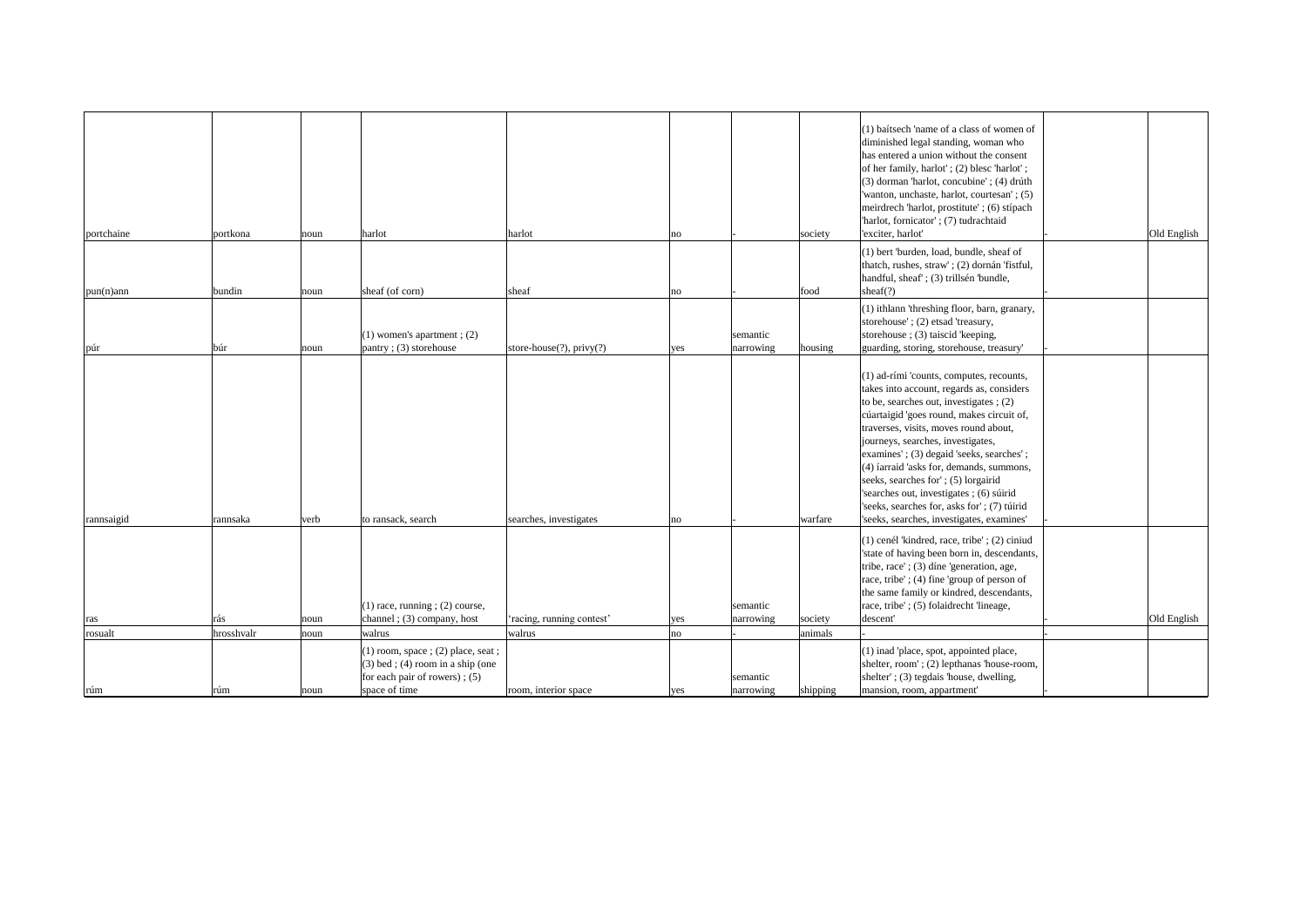| | | | | | | | | | | |
|---|---|---|---|---|---|---|---|---|---|---|
| portchaine | portkona | noun | harlot | harlot | no | - | society | (1) baítsech 'name of a class of women of diminished legal standing, woman who has entered a union without the consent of her family, harlot' ; (2) blesc 'harlot' ; (3) dorman 'harlot, concubine' ; (4) drúth 'wanton, unchaste, harlot, courtesan' ; (5) meirdrech 'harlot, prostitute' ; (6) stípach 'harlot, fornicator' ; (7) tudrachtaid 'exciter, harlot' | - | Old English |
| pun(n)ann | bundin | noun | sheaf (of corn) | sheaf | no | - | food | (1) bert 'burden, load, bundle, sheaf of thatch, rushes, straw' ; (2) dornán 'fistful, handful, sheaf' ; (3) trillsén 'bundle, sheaf(?) | - | |
| púr | búr | noun | (1) women's apartment ; (2) pantry ; (3) storehouse | store-house(?), privy(?) | yes | semantic narrowing | housing | (1) ithlann 'threshing floor, barn, granary, storehouse' ; (2) etsad 'treasury, storehouse ; (3) taiscid 'keeping, guarding, storing, storehouse, treasury' | - | |
| rannsaigid | rannsaka | verb | to ransack, search | searches, investigates | no | - | warfare | (1) ad-rími 'counts, computes, recounts, takes into account, regards as, considers to be, searches out, investigates ; (2) cúartaigid 'goes round, makes circuit of, traverses, visits, moves round about, journeys, searches, investigates, examines' ; (3) degaid 'seeks, searches' ; (4) íarraid 'asks for, demands, summons, seeks, searches for' ; (5) lorgairid 'searches out, investigates ; (6) súirid 'seeks, searches for, asks for' ; (7) túirid 'seeks, searches, investigates, examines' | - | |
| ras | rás | noun | (1) race, running ; (2) course, channel ; (3) company, host | 'racing, running contest' | yes | semantic narrowing | society | (1) cenél 'kindred, race, tribe' ; (2) ciniud 'state of having been born in, descendants, tribe, race' ; (3) díne 'generation, age, race, tribe' ; (4) fine 'group of person of the same family or kindred, descendants, race, tribe' ; (5) folaidrecht 'lineage, descent' | - | Old English |
| rosualt | hrosshvalr | noun | walrus | walrus | no | - | animals | - | - | |
| rúm | rúm | noun | (1) room, space ; (2) place, seat ; (3) bed ; (4) room in a ship (one for each pair of rowers) ; (5) space of time | room, interior space | yes | semantic narrowing | shipping | (1) inad 'place, spot, appointed place, shelter, room' ; (2) lepthanas 'house-room, shelter' ; (3) tegdais 'house, dwelling, mansion, room, appartment' | - | |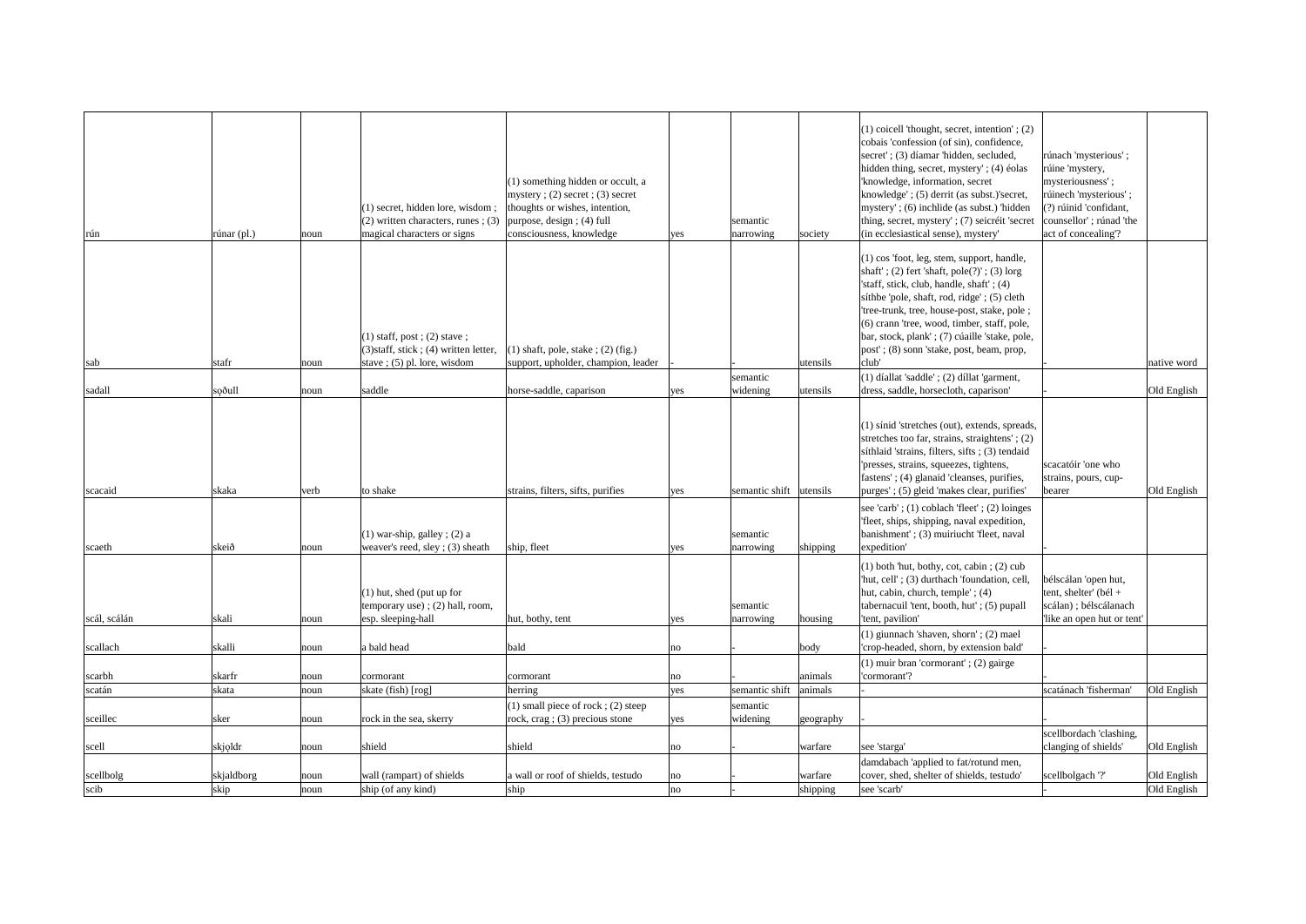| | | | | | | | | | | |
|---|---|---|---|---|---|---|---|---|---|---|
| rún | rúnar (pl.) | noun | (1) secret, hidden lore, wisdom ; (2) written characters, runes ; (3) magical characters or signs | (1) something hidden or occult, a mystery ; (2) secret ; (3) secret thoughts or wishes, intention, purpose, design ; (4) full consciousness, knowledge | yes | semantic narrowing | society | (1) coicell 'thought, secret, intention' ; (2) cobais 'confession (of sin), confidence, secret' ; (3) díamar 'hidden, secluded, hidden thing, secret, mystery' ; (4) éolas 'knowledge, information, secret knowledge' ; (5) derrit (as subst.)'secret, mystery' ; (6) inchlide (as subst.) 'hidden thing, secret, mystery' ; (7) seicréit 'secret (in ecclesiastical sense), mystery' | rúnach 'mysterious' ; rúine 'mystery, mysteriousness' ; rúinech 'mysterious' ; (?) rúinid 'confidant, counsellor' ; rúnad 'the act of concealing'? | |
| sab | stafr | noun | (1) staff, post ; (2) stave ; (3)staff, stick ; (4) written letter, stave ; (5) pl. lore, wisdom | (1) shaft, pole, stake ; (2) (fig.) support, upholder, champion, leader | - | - | utensils | (1) cos 'foot, leg, stem, support, handle, shaft' ; (2) fert 'shaft, pole(?)' ; (3) lorg 'staff, stick, club, handle, shaft' ; (4) síthbe 'pole, shaft, rod, ridge' ; (5) cleth 'tree-trunk, tree, house-post, stake, pole ; (6) crann 'tree, wood, timber, staff, pole, bar, stock, plank' ; (7) cúaille 'stake, pole, post' ; (8) sonn 'stake, post, beam, prop, club' | - | native word |
| sadall | sǫðull | noun | saddle | horse-saddle, caparison | yes | semantic widening | utensils | (1) díallat 'saddle' ; (2) díllat 'garment, dress, saddle, horsecloth, caparison' | - | Old English |
| scacaid | skaka | verb | to shake | strains, filters, sifts, purifies | yes | semantic shift | utensils | (1) sínid 'stretches (out), extends, spreads, stretches too far, strains, straightens' ; (2) síthlaid 'strains, filters, sifts ; (3) tendaid 'presses, strains, squeezes, tightens, fastens' ; (4) glanaid 'cleanses, purifies, purges' ; (5) gleid 'makes clear, purifies' | scacatóir 'one who strains, pours, cup-bearer | Old English |
| scaeth | skeið | noun | (1) war-ship, galley ; (2) a weaver's reed, sley ; (3) sheath | ship, fleet | yes | semantic narrowing | shipping | see 'carb' ; (1) coblach 'fleet' ; (2) loinges 'fleet, ships, shipping, naval expedition, banishment' ; (3) muiriucht 'fleet, naval expedition' | - | |
| scál, scálán | skali | noun | (1) hut, shed (put up for temporary use) ; (2) hall, room, esp. sleeping-hall | hut, bothy, tent | yes | semantic narrowing | housing | (1) both 'hut, bothy, cot, cabin ; (2) cub 'hut, cell' ; (3) durthach 'foundation, cell, hut, cabin, church, temple' ; (4) tabernacuil 'tent, booth, hut' ; (5) pupall 'tent, pavilion' | bélscálan 'open hut, tent, shelter' (bél + scálan) ; bélscálanach 'like an open hut or tent' | |
| scallach | skalli | noun | a bald head | bald | no | - | body | (1) giunnach 'shaven, shorn' ; (2) mael 'crop-headed, shorn, by extension bald' | - | |
| scarbh | skarfr | noun | cormorant | cormorant | no | - | animals | (1) muir bran 'cormorant' ; (2) gairge 'cormorant'? | - | |
| scatán | skata | noun | skate (fish) [rog] | herring | yes | semantic shift | animals | - | scatánach 'fisherman' | Old English |
| sceillec | sker | noun | rock in the sea, skerry | (1) small piece of rock ; (2) steep rock, crag ; (3) precious stone | yes | semantic widening | geography | - | - | |
| scell | skjǫldr | noun | shield | shield | no | - | warfare | see 'starga' | scellbordach 'clashing, clanging of shields' | Old English |
| scellbolg | skjaldborg | noun | wall (rampart) of shields | a wall or roof of shields, testudo | no | - | warfare | damdabach 'applied to fat/rotund men, cover, shed, shelter of shields, testudo' | scellbolgach '?' | Old English |
| scib | skip | noun | ship (of any kind) | ship | no | - | shipping | see 'scarb' | - | Old English |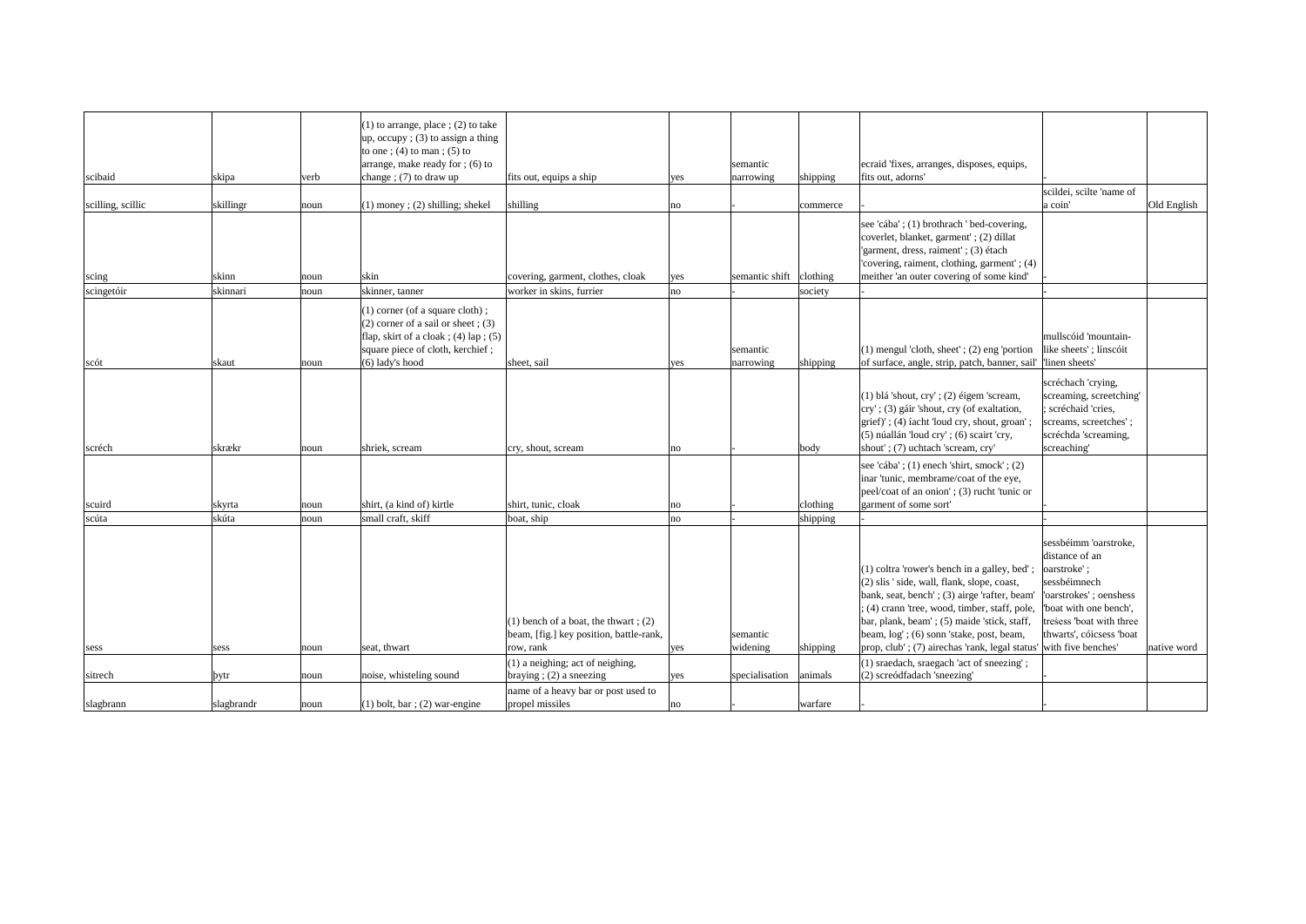| | | | | | | | | | | |
|---|---|---|---|---|---|---|---|---|---|---|
| scibaid | skipa | verb | (1) to arrange, place ; (2) to take up, occupy ; (3) to assign a thing to one ; (4) to man ; (5) to arrange, make ready for ; (6) to change ; (7) to draw up | fits out, equips a ship | yes | semantic narrowing | shipping | ecraid 'fixes, arranges, disposes, equips, fits out, adorns' | - | |
| scilling, scillic | skillingr | noun | (1) money ; (2) shilling; shekel | shilling | no | - | commerce | - | scildei, scilte 'name of a coin' | Old English |
| scing | skinn | noun | skin | covering, garment, clothes, cloak | yes | semantic shift | clothing | see 'cába' ; (1) brothrach ' bed-covering, coverlet, blanket, garment' ; (2) díllat 'garment, dress, raiment' ; (3) étach 'covering, raiment, clothing, garment' ; (4) meither 'an outer covering of some kind' | - | |
| scingetóir | skinnari | noun | skinner, tanner | worker in skins, furrier | no | - | society | - | - | |
| scót | skaut | noun | (1) corner (of a square cloth) ; (2) corner of a sail or sheet ; (3) flap, skirt of a cloak ; (4) lap ; (5) square piece of cloth, kerchief ; (6) lady's hood | sheet, sail | yes | semantic narrowing | shipping | (1) mengul 'cloth, sheet' ; (2) eng 'portion of surface, angle, strip, patch, banner, sail' | mullscóid 'mountain-like sheets' ; línscóit 'linen sheets' | |
| scréch | skrækr | noun | shriek, scream | cry, shout, scream | no | - | body | (1) blá 'shout, cry' ; (2) éigem 'scream, cry' ; (3) gáir 'shout, cry (of exaltation, grief)' ; (4) íacht 'loud cry, shout, groan' ; (5) núallán 'loud cry' ; (6) scairt 'cry, shout' ; (7) uchtach 'scream, cry' | scréchach 'crying, screaming, screetching' ; scréchaid 'cries, screams, screetches' ; scréchda 'screaming, screaching' | |
| scuird | skyrta | noun | shirt, (a kind of) kirtle | shirt, tunic, cloak | no | - | clothing | see 'cába' ; (1) enech 'shirt, smock' ; (2) inar 'tunic, membrame/coat of the eye, peel/coat of an onion' ; (3) rucht 'tunic or garment of some sort' | - | |
| scúta | skúta | noun | small craft, skiff | boat, ship | no | - | shipping | - | - | |
| sess | sess | noun | seat, thwart | (1) bench of a boat, the thwart ; (2) beam, [fig.] key position, battle-rank, row, rank | yes | semantic widening | shipping | (1) coltra 'rower's bench in a galley, bed' ; (2) slis ' side, wall, flank, slope, coast, bank, seat, bench' ; (3) airge 'rafter, beam' ; (4) crann 'tree, wood, timber, staff, pole, bar, plank, beam' ; (5) maide 'stick, staff, beam, log' ; (6) sonn 'stake, post, beam, prop, club' ; (7) airechas 'rank, legal status' | sessbéimm 'oarstroke, distance of an oarstroke' ; sessbéimnech 'oarstrokes' ; oenshess 'boat with one bench', treśess 'boat with three thwarts', cóicsess 'boat with five benches' | native word |
| sitrech | þytr | noun | noise, whisteling sound | (1) a neighing; act of neighing, braying ; (2) a sneezing | yes | specialisation | animals | (1) sraedach, sraegach 'act of sneezing' ; (2) screódfadach 'sneezing' | - | |
| slagbrann | slagbrandr | noun | (1) bolt, bar ; (2) war-engine | name of a heavy bar or post used to propel missiles | no | - | warfare | - | - | |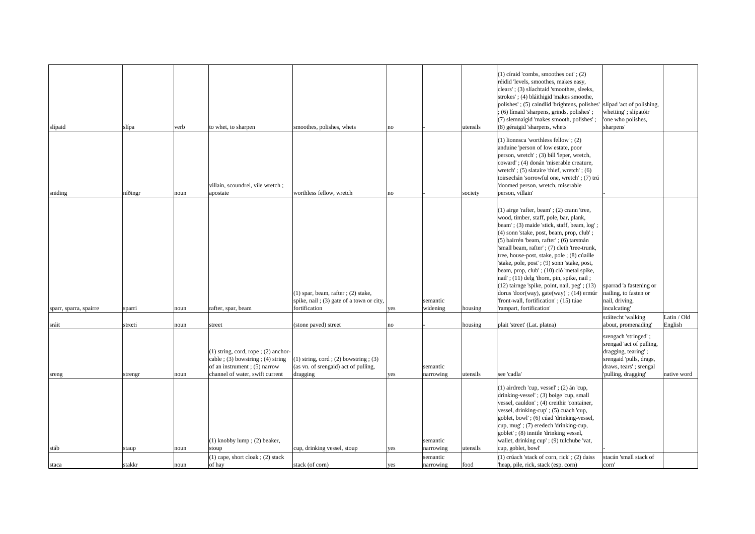| slípaid | slípa | verb | to whet, to sharpen | smoothes, polishes, whets | no | - | utensils | (1) círaid 'combs, smoothes out' ; (2) réidid 'levels, smoothes, makes easy, clears' ; (3) slíachtaid 'smoothes, sleeks, strokes' ; (4) bláithigid 'makes smoothe, polishes' ; (5) caindlid 'brightens, polishes' ; (6) límaid 'sharpens, grinds, polishes' ; (7) slemnaigid 'makes smooth, polishes' ; (8) géraigid 'sharpens, whets' | slípad 'act of polishing, whetting' ; slípatóir 'one who polishes, sharpens' | |
|---|---|---|---|---|---|---|---|---|---|---|
| sniding | níðingr | noun | villain, scoundrel, vile wretch ; apostate | worthless fellow, wretch | no | - | society | (1) lionnsca 'worthless fellow' ; (2) anduine 'person of low estate, poor person, wretch' ; (3) bill 'leper, wretch, coward' ; (4) donán 'miserable creature, wretch' ; (5) slataire 'thief, wretch' ; (6) toirsechán 'sorrowful one, wretch' ; (7) trú 'doomed person, wretch, miserable person, villain' | - | |
| sparr, sparra, spairre | sparri | noun | rafter, spar, beam | (1) spar, beam, rafter ; (2) stake, spike, nail ; (3) gate of a town or city, fortification | yes | semantic widening | housing | (1) airge 'rafter, beam' ; (2) crann 'tree, wood, timber, staff, pole, bar, plank, beam' ; (3) maide 'stick, staff, beam, log' ; (4) sonn 'stake, post, beam, prop, club' ; (5) bairrén 'beam, rafter' ; (6) tarstnán 'small beam, rafter' ; (7) cleth 'tree-trunk, tree, house-post, stake, pole ; (8) cúaille 'stake, pole, post' ; (9) sonn 'stake, post, beam, prop, club' ; (10) cló 'metal spike, nail' ; (11) delg 'thorn, pin, spike, nail ; (12) tairnge 'spike, point, nail, peg' ; (13) dorus 'door(way), gate(way)' ; (14) ermúr 'front-wall, fortification' ; (15) túae 'rampart, fortification' | sparrad 'a fastening or nailing, to fasten or nail, driving, inculcating' | |
| sráit | stræti | noun | street | (stone paved) street | no | - | housing | plait 'street' (Lat. platea) | sráitecht 'walking about, promenading' | Latin / Old English |
| sreng | strengr | noun | (1) string, cord, rope ; (2) anchor-cable ; (3) bowstring ; (4) string of an instrument ; (5) narrow channel of water, swift current | (1) string, cord ; (2) bowstring ; (3) (as vn. of srengaid) act of pulling, dragging | yes | semantic narrowing | utensils | see 'cadla' | srengach 'stringed' ; srengad 'act of pulling, dragging, tearing' ; srengaid 'pulls, drags, draws, tears' ; srengal 'pulling, dragging' | native word |
| stáb | staup | noun | (1) knobby lump ; (2) beaker, stoup | cup, drinking vessel, stoup | yes | semantic narrowing | utensils | (1) airdrech 'cup, vessel' ; (2) án 'cup, drinking-vessel' ; (3) boige 'cup, small vessel, cauldon' ; (4) creithir 'container, vessel, drinking-cup' ; (5) cuäch 'cup, goblet, bowl' ; (6) cúad 'drinking-vessel, cup, mug' ; (7) eredech 'drinking-cup, goblet' ; (8) inntile 'drinking vessel, wallet, drinking cup' ; (9) tulchube 'vat, cup, goblet, bowl' | - | |
| staca | stakkr | noun | (1) cape, short cloak ; (2) stack of hay | stack (of corn) | yes | semantic narrowing | food | (1) crúach 'stack of corn, rick' ; (2) daiss 'heap, pile, rick, stack (esp. corn) | stacán 'small stack of corn' | |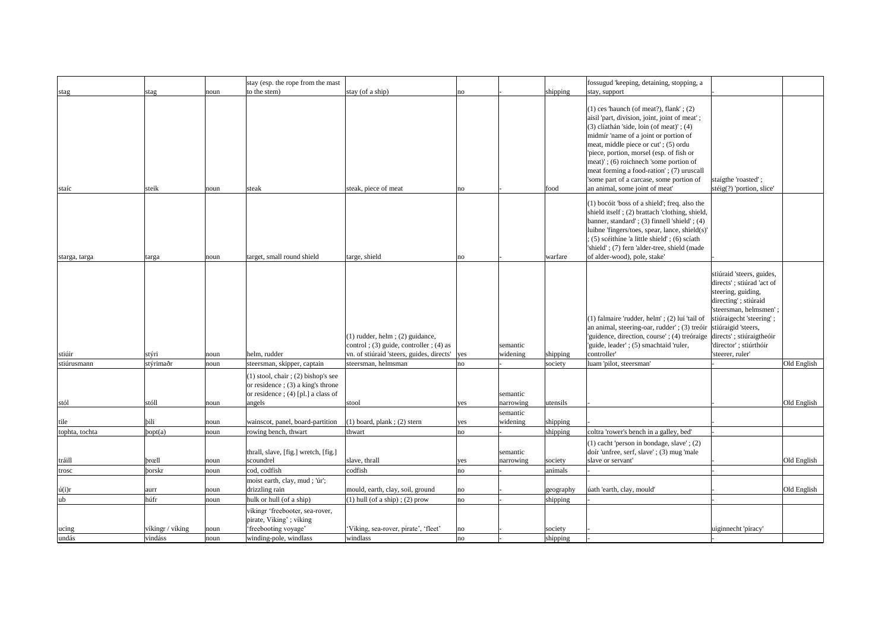| | | | | | | | | | | |
|---|---|---|---|---|---|---|---|---|---|---|
| stag | stag | noun | stay (esp. the rope from the mast to the stem) | stay (of a ship) | no | - | shipping | fossugud 'keeping, detaining, stopping, a stay, support | - | |
| staíc | steik | noun | steak | steak, piece of meat | no | - | food | (1) ces 'haunch (of meat?), flank' ; (2) aisil 'part, division, joint, joint of meat' ; (3) clíathán 'side, loin (of meat)' ; (4) midmír 'name of a joint or portion of meat, middle piece or cut' ; (5) ordu 'piece, portion, morsel (esp. of fish or meat)' ; (6) roichnech 'some portion of meat forming a food-ration' ; (7) uruscall 'some part of a carcase, some portion of an animal, some joint of meat' | staígthe 'roasted' ; stéig(?) 'portion, slice' | |
| starga, targa | targa | noun | target, small round shield | targe, shield | no | - | warfare | (1) bocóit 'boss of a shield'; freq. also the shield itself ; (2) brattach 'clothing, shield, banner, standard' ; (3) finnell 'shield' ; (4) luibne 'fingers/toes, spear, lance, shield(s)' ; (5) scéithíne 'a little shield' ; (6) scíath 'shield' ; (7) fern 'alder-tree, shield (made of alder-wood), pole, stake' | - | |
| stiúir | stýri | noun | helm, rudder | (1) rudder, helm ; (2) guidance, control ; (3) guide, controller ; (4) as vn. of stiúraid 'steers, guides, directs' | yes | semantic widening | shipping | (1) falmaire 'rudder, helm' ; (2) luí 'tail of an animal, steering-oar, rudder' ; (3) treóir 'guidence, direction, course' ; (4) treóraige 'guide, leader' ; (5) smachtaid 'ruler, controller' | stiúraid 'steers, guides, directs' ; stiúrad 'act of steering, guiding, directing' ; stiúraid 'steersman, helmsmen' ; stiúraigecht 'steering' ; stiúraigid 'steers, directs' ; stiúraigtheóir 'director' ; stiúrthóir 'steerer, ruler' | |
| stiúrusmann | stýrimaðr | noun | steersman, skipper, captain | steersman, helmsman | no | - | society | luam 'pilot, steersman' | - | Old English |
| stól | stóll | noun | (1) stool, chair ; (2) bishop's see or residence ; (3) a king's throne or residence ; (4) [pl.] a class of angels | stool | yes | semantic narrowing | utensils | - | - | Old English |
| tile | þili | noun | wainscot, panel, board-partition | (1) board, plank ; (2) stern | yes | semantic widening | shipping | - | | |
| tophta, tochta | þopt(a) | noun | rowing bench, thwart | thwart | no | - | shipping | coltra 'rower's bench in a galley, bed' | - | |
| tráill | þræll | noun | thrall, slave, [fig.] wretch, [fig.] scoundrel | slave, thrall | yes | semantic narrowing | society | (1) cacht 'person in bondage, slave' ; (2) doír 'unfree, serf, slave' ; (3) mug 'male slave or servant' | - | Old English |
| trosc | þorskr | noun | cod, codfish | codfish | no | - | animals | - | - | |
| ú(i)r | aurr | noun | moist earth, clay, mud ; 'úr'; drizzling rain | mould, earth, clay, soil, ground | no | - | geography | úath 'earth, clay, mould' | - | Old English |
| ub | húfr | noun | hulk or hull (of a ship) | (1) hull (of a ship) ; (2) prow | no | - | shipping | - | - | |
| ucing | víkingr / víking | noun | víkingr 'freebooter, sea-rover, pirate, Viking' ; víking 'freebooting voyage' | 'Viking, sea-rover, pirate', 'fleet' | no | - | society | - | uiginnecht 'piracy' | |
| undás | vindáss | noun | winding-pole, windlass | windlass | no | - | shipping | - | - | |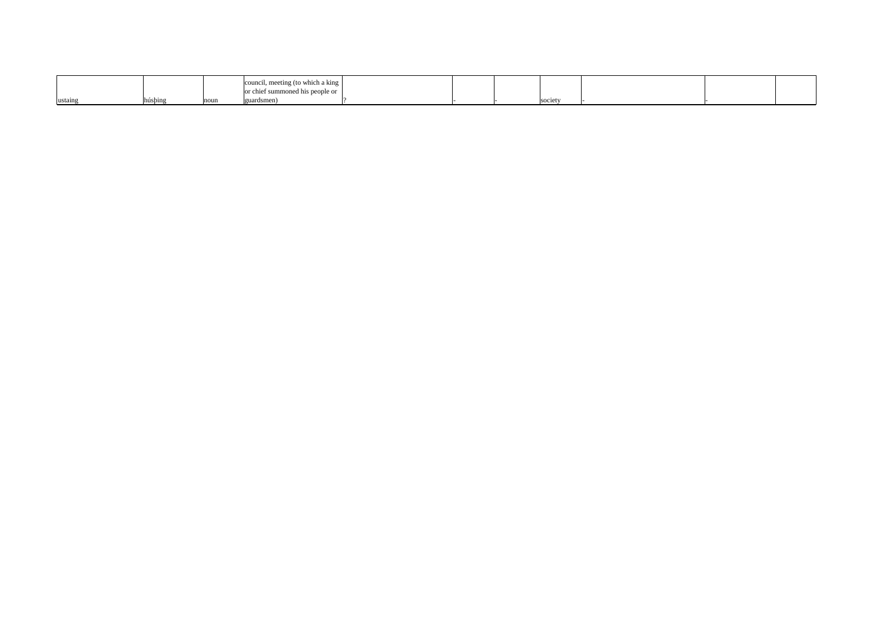| | | | | | | | | | | | | |
|---|---|---|---|---|---|---|---|---|---|---|---|---|
| ustaing | húsþing | noun | council, meeting (to which a king or chief summoned his people or guardsmen) | ? | | - | - | society | - | | - | |